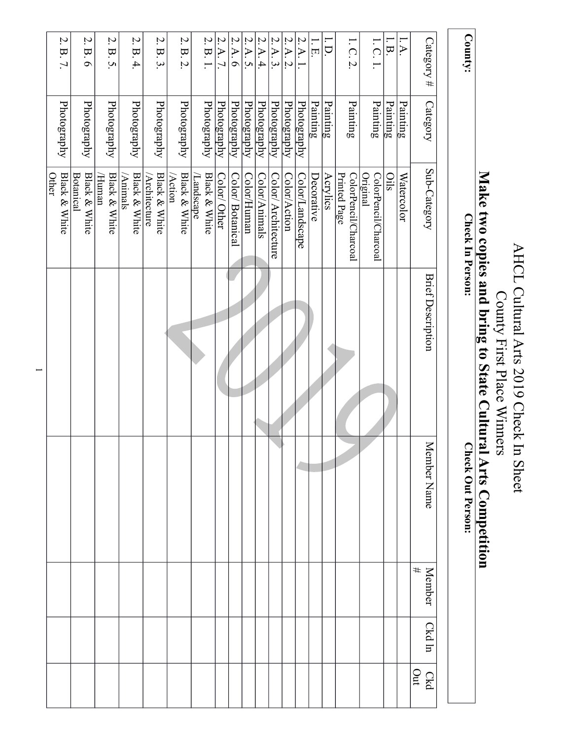# AHCL Cultural Arts 2019 Check In Sheet

## County First Place Winners

**Make two copies and bring to State Cultural Arts Competition**

**County:**

**Check In Person:** **Check Out Person:**

| Category # | Category | Sub-Category | Brief Description | Member Name | Member # | Ckd In | Ckd Out |
|---|---|---|---|---|---|---|---|
| 1.A. | Painting | Watercolor | | | | | |
| 1.B. | Painting | Oils | | | | | |
| 1.C.1. | Painting | ColorPencil/Charcoal Original | | | | | |
| 1.C.2. | Painting | ColorPencil/Charcoal Printed Page | | | | | |
| 1.D. | Painting | Acrylics | | | | | |
| 1.E. | Painting | Decorative | | | | | |
| 2.A.1. | Photography | Color/Landscape | | | | | |
| 2.A.2. | Photography | Color/Action | | | | | |
| 2.A.3. | Photography | Color/ Architecture | | | | | |
| 2.A.4. | Photography | Color/Animals | | | | | |
| 2.A.5. | Photography | Color/Human | | | | | |
| 2.A.6 | Photography | Color/ Botanical | | | | | |
| 2.A.7. | Photography | Color/ Other | | | | | |
| 2.B.1. | Photography | Black & White /Landscape | | | | | |
| 2.B.2. | Photography | Black & White /Action | | | | | |
| 2.B.3. | Photography | Black & White /Architecture | | | | | |
| 2.B.4. | Photography | Black & White /Animals | | | | | |
| 2.B.5. | Photography | Black & White /Human | | | | | |
| 2.B.6 | Photography | Black & White Botanical | | | | | |
| 2.B.7. | Photography | Black & White Other | | | | | |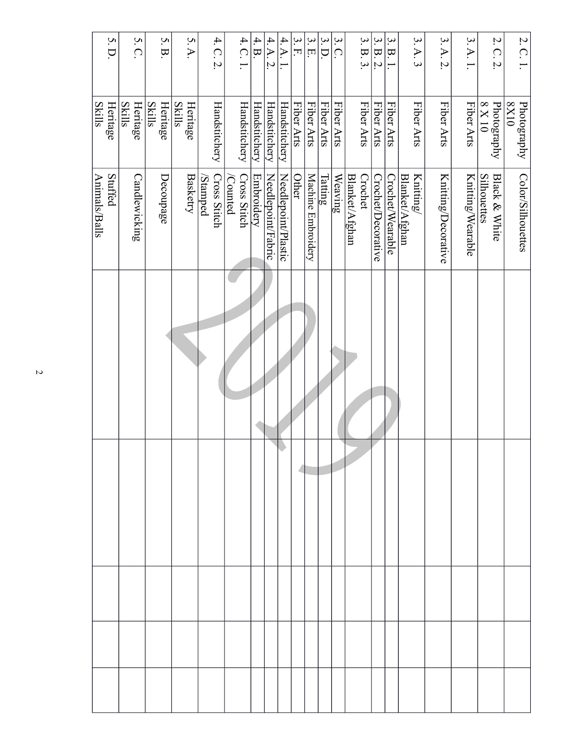| | | | | | | |
|---|---|---|---|---|---|---|
| 2. C. 1. | Photography 8X10 | Color/Silhouettes | | | | |
| 2. C. 2. | Photography 8 X 10 | Black & White Silhouettes | | | | |
| 3. A. 1. | Fiber Arts | Knitting/Wearable | | | | |
| 3. A. 2. | Fiber Arts | Knitting/Decorative | | | | |
| 3. A. 3 | Fiber Arts | Knitting/ Blanket/Afghan | | | | |
| 3. B. 1. | Fiber Arts | Crochet/Wearable | | | | |
| 3. B. 2. | Fiber Arts | Crochet/Decorative | | | | |
| 3. B. 3. | Fiber Arts | Crochet Blanket/Afghan | | | | |
| 3. C. | Fiber Arts | Weaving | | | | |
| 3. D. | Fiber Arts | Tatting | | | | |
| 3. E. | Fiber Arts | Machine Embroidery | | | | |
| 3. F. | Fiber Arts | Other | | | | |
| 4. A. 1. | Handstitchery | Needlepoint/Plastic | | | | |
| 4. A. 2. | Handstitchery | Needlepoint/Fabric | | | | |
| 4. B. | Handstitchery | Embroidery | | | | |
| 4. C. 1. | Handstitchery | Cross Stitch /Counted | | | | |
| 4. C. 2. | Handstitchery | Cross Stitch /Stamped | | | | |
| 5. A. | Heritage Skills | Basketry | | | | |
| 5. B. | Heritage Skills | Decoupage | | | | |
| 5. C. | Heritage Skills | Candlewicking | | | | |
| 5. D. | Heritage Skills | Stuffed Animals/Balls | | | | |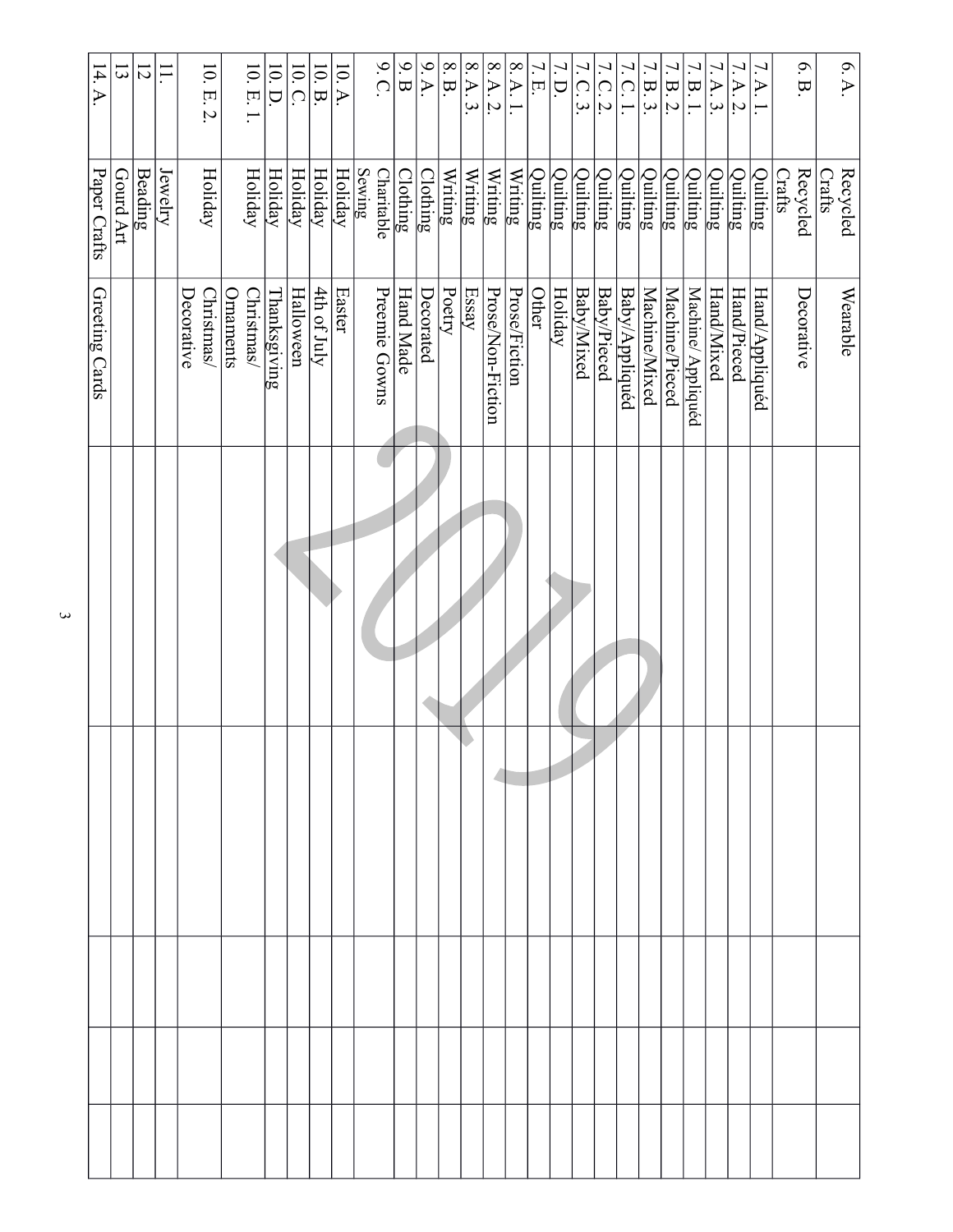| | | | | | | |
|---|---|---|---|---|---|---|
| 6.A. | Recycled Crafts | Wearable | | | | |
| 6.B. | Recycled Crafts | Decorative | | | | |
| 7.A.1. | Quilting | Hand/Appliquéd | | | | |
| 7.A.2. | Quilting | Hand/Pieced | | | | |
| 7.A.3. | Quilting | Hand/Mixed | | | | |
| 7.B.1. | Quilting | Machine/ Appliquéd | | | | |
| 7.B.2. | Quilting | Machine/Pieced | | | | |
| 7.B.3. | Quilting | Machine/Mixed | | | | |
| 7.C.1. | Quilting | Baby/Appliquéd | | | | |
| 7.C.2. | Quilting | Baby/Pieced | | | | |
| 7.C.3. | Quilting | Baby/Mixed | | | | |
| 7.D. | Quilting | Holiday | | | | |
| 7.E. | Quilting | Other | | | | |
| 8.A.1. | Writing | Prose/Fiction | | | | |
| 8.A.2. | Writing | Prose/Non-Fiction | | | | |
| 8.A.3. | Writing | Essay | | | | |
| 8.B. | Writing | Poetry | | | | |
| 9.A. | Clothing | Decorated | | | | |
| 9.B | Clothing | Hand Made | | | | |
| 9.C. | Charitable Sewing | Preemie Gowns | | | | |
| 10.A. | Holiday | Easter | | | | |
| 10.B. | Holiday | 4th of July | | | | |
| 10.C. | Holiday | Halloween | | | | |
| 10.D. | Holiday | Thanksgiving | | | | |
| 10. E. 1. | Holiday | Christmas/ Ornaments | | | | |
| 10. E. 2. | Holiday | Christmas/ Decorative | | | | |
| 11. | Jewelry | | | | | |
| 12 | Beading | | | | | |
| 13 | Gourd Art | | | | | |
| 14. A. | Paper Crafts | Greeting Cards | | | | |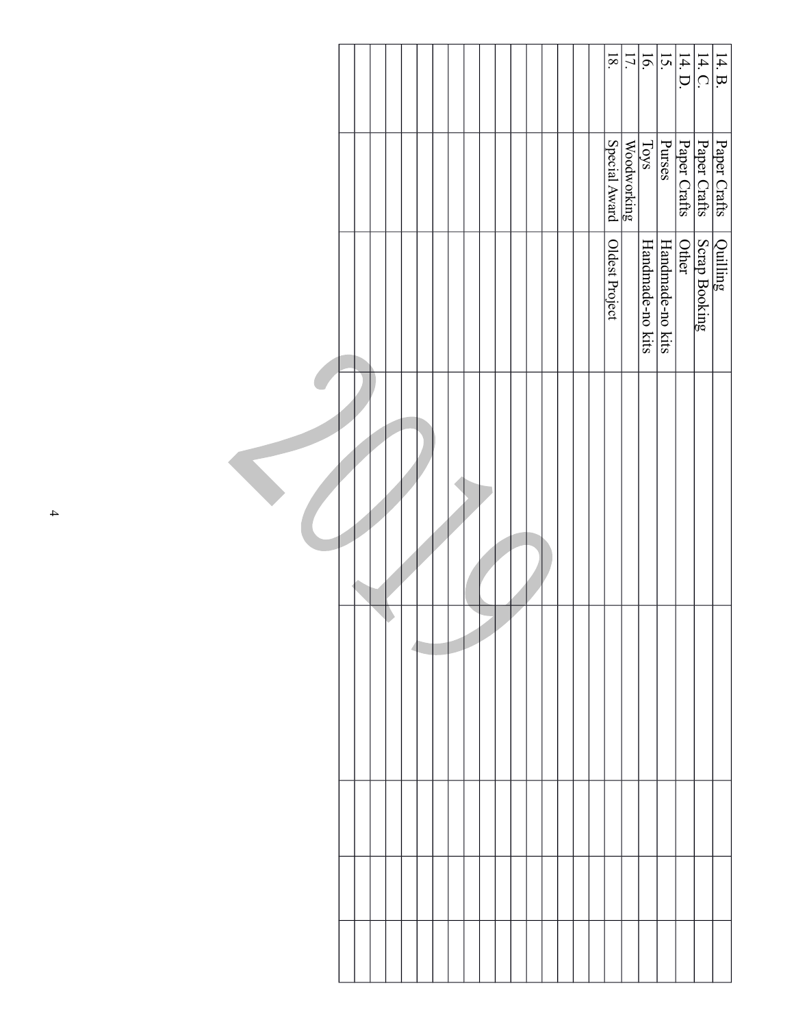| | | | | | | | |
|---|---|---|---|---|---|---|---|
| 14. B. | Paper Crafts | Quilling | | | | | |
| 14. C. | Paper Crafts | Scrap Booking | | | | | |
| 14. D. | Paper Crafts | Other | | | | | |
| 15. | Purses | Handmade-no kits | | | | | |
| 16. | Toys | Handmade-no kits | | | | | |
| 17. | Woodworking | | | | | | |
| 18. | Special Award | Oldest Project | | | | | |
| | | | | | | | |
| | | | | | | | |
| | | | | | | | |
| | | | | | | | |
| | | | | | | | |
| | | | | | | | |
| | | | | | | | |
| | | | | | | | |
| | | | | | | | |
| | | | | | | | |
| | | | | | | | |
| | | | | | | | |
| | | | | | | | |
| | | | | | | | |
| | | | | | | | |
| | | | | | | | |
| | | | | | | | |